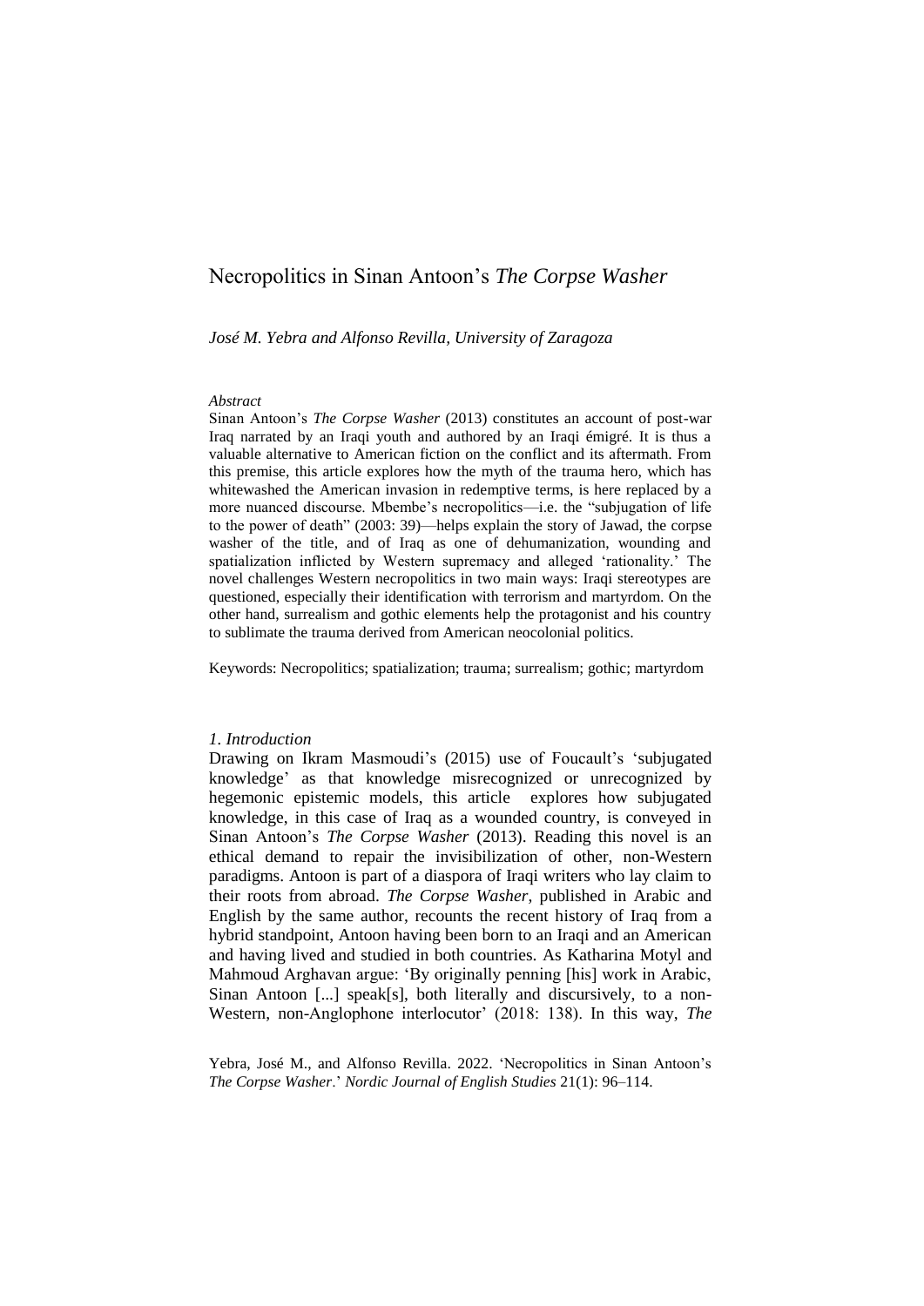# Necropolitics in Sinan Antoon's *The Corpse Washer*

*José M. Yebra and Alfonso Revilla, University of Zaragoza*

*Abstract*

Sinan Antoon's *The Corpse Washer* (2013) constitutes an account of post-war Iraq narrated by an Iraqi youth and authored by an Iraqi émigré. It is thus a valuable alternative to American fiction on the conflict and its aftermath. From this premise, this article explores how the myth of the trauma hero, which has whitewashed the American invasion in redemptive terms, is here replaced by a more nuanced discourse. Mbembe's necropolitics—i.e. the "subjugation of life to the power of death" (2003: 39)—helps explain the story of Jawad, the corpse washer of the title, and of Iraq as one of dehumanization, wounding and spatialization inflicted by Western supremacy and alleged 'rationality.' The novel challenges Western necropolitics in two main ways: Iraqi stereotypes are questioned, especially their identification with terrorism and martyrdom. On the other hand, surrealism and gothic elements help the protagonist and his country to sublimate the trauma derived from American neocolonial politics.

Keywords: Necropolitics; spatialization; trauma; surrealism; gothic; martyrdom

## *1. Introduction*

Drawing on Ikram Masmoudi's (2015) use of Foucault's 'subjugated knowledge' as that knowledge misrecognized or unrecognized by hegemonic epistemic models, this article explores how subjugated knowledge, in this case of Iraq as a wounded country, is conveyed in Sinan Antoon's *The Corpse Washer* (2013). Reading this novel is an ethical demand to repair the invisibilization of other, non-Western paradigms. Antoon is part of a diaspora of Iraqi writers who lay claim to their roots from abroad. *The Corpse Washer*, published in Arabic and English by the same author, recounts the recent history of Iraq from a hybrid standpoint, Antoon having been born to an Iraqi and an American and having lived and studied in both countries. As Katharina Motyl and Mahmoud Arghavan argue: 'By originally penning [his] work in Arabic, Sinan Antoon [...] speak[s], both literally and discursively, to a non-Western, non-Anglophone interlocutor' (2018: 138). In this way, *The*

Yebra, José M., and Alfonso Revilla. 2022. 'Necropolitics in Sinan Antoon's *The Corpse Washer*.' *Nordic Journal of English Studies* 21(1): 96–114.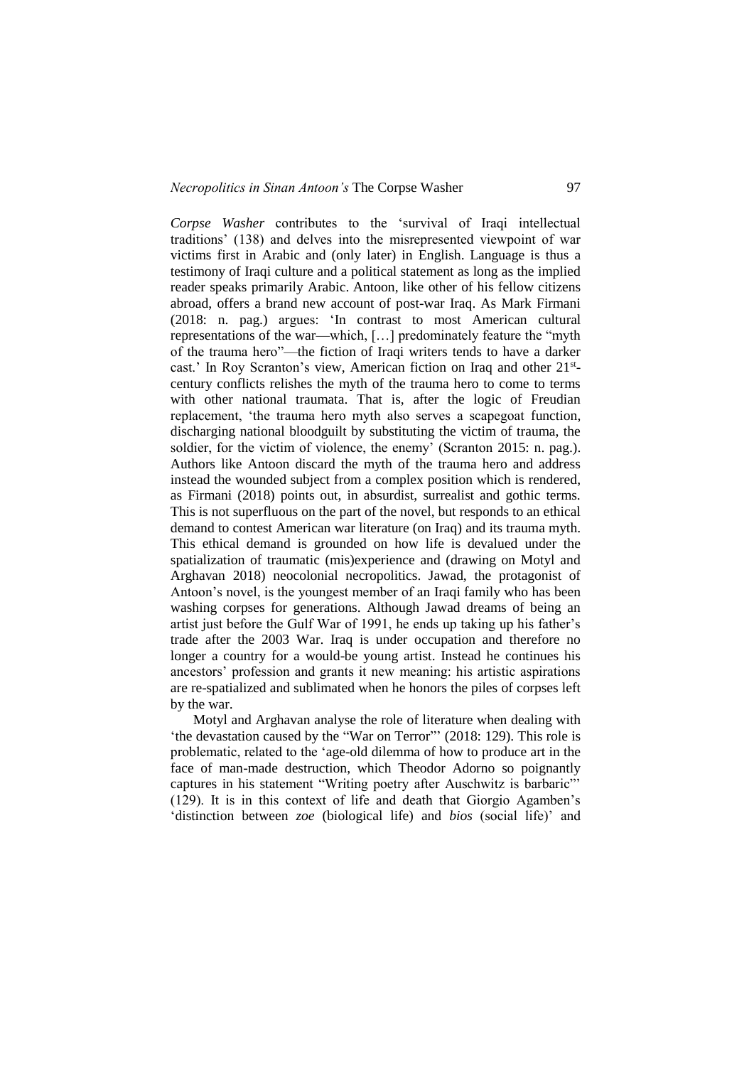*Corpse Washer* contributes to the 'survival of Iraqi intellectual traditions' (138) and delves into the misrepresented viewpoint of war victims first in Arabic and (only later) in English. Language is thus a testimony of Iraqi culture and a political statement as long as the implied reader speaks primarily Arabic. Antoon, like other of his fellow citizens abroad, offers a brand new account of post-war Iraq. As Mark Firmani (2018: n. pag.) argues: 'In contrast to most American cultural representations of the war—which, […] predominately feature the "myth of the trauma hero"—the fiction of Iraqi writers tends to have a darker cast.' In Roy Scranton's view, American fiction on Iraq and other 21st-century conflicts relishes the myth of the trauma hero to come to terms with other national traumata. That is, after the logic of Freudian replacement, 'the trauma hero myth also serves a scapegoat function, discharging national bloodguilt by substituting the victim of trauma, the soldier, for the victim of violence, the enemy' (Scranton 2015: n. pag.). Authors like Antoon discard the myth of the trauma hero and address instead the wounded subject from a complex position which is rendered, as Firmani (2018) points out, in absurdist, surrealist and gothic terms. This is not superfluous on the part of the novel, but responds to an ethical demand to contest American war literature (on Iraq) and its trauma myth. This ethical demand is grounded on how life is devalued under the spatialization of traumatic (mis)experience and (drawing on Motyl and Arghavan 2018) neocolonial necropolitics. Jawad, the protagonist of Antoon's novel, is the youngest member of an Iraqi family who has been washing corpses for generations. Although Jawad dreams of being an artist just before the Gulf War of 1991, he ends up taking up his father's trade after the 2003 War. Iraq is under occupation and therefore no longer a country for a would-be young artist. Instead he continues his ancestors' profession and grants it new meaning: his artistic aspirations are re-spatialized and sublimated when he honors the piles of corpses left by the war.

Motyl and Arghavan analyse the role of literature when dealing with 'the devastation caused by the "War on Terror"' (2018: 129). This role is problematic, related to the 'age-old dilemma of how to produce art in the face of man-made destruction, which Theodor Adorno so poignantly captures in his statement "Writing poetry after Auschwitz is barbaric"' (129). It is in this context of life and death that Giorgio Agamben's 'distinction between *zoe* (biological life) and *bios* (social life)' and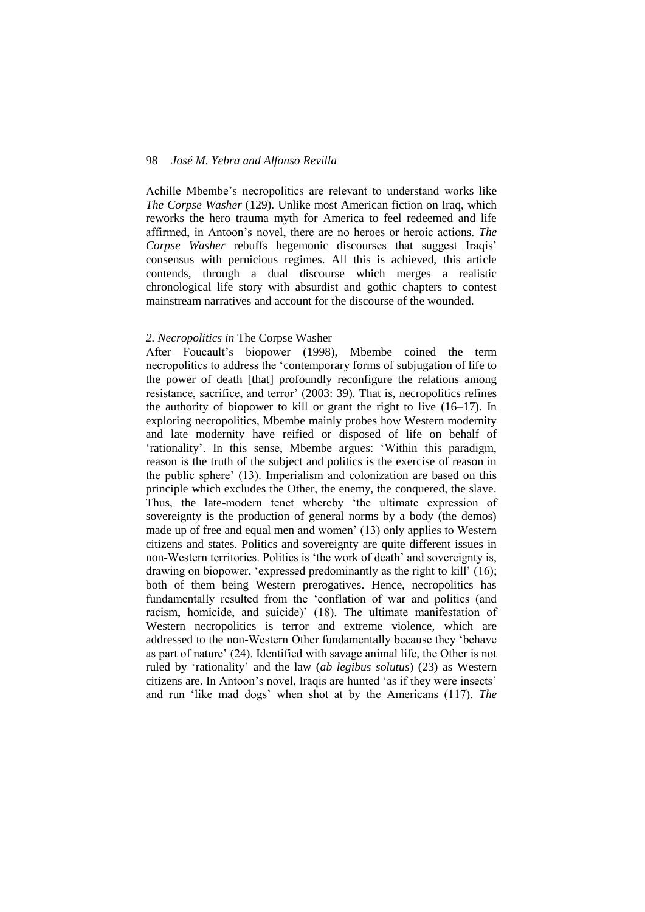Achille Mbembe's necropolitics are relevant to understand works like *The Corpse Washer* (129). Unlike most American fiction on Iraq, which reworks the hero trauma myth for America to feel redeemed and life affirmed, in Antoon's novel, there are no heroes or heroic actions. *The Corpse Washer* rebuffs hegemonic discourses that suggest Iraqis' consensus with pernicious regimes. All this is achieved, this article contends, through a dual discourse which merges a realistic chronological life story with absurdist and gothic chapters to contest mainstream narratives and account for the discourse of the wounded.

## *2. Necropolitics in* The Corpse Washer

After Foucault's biopower (1998), Mbembe coined the term necropolitics to address the 'contemporary forms of subjugation of life to the power of death [that] profoundly reconfigure the relations among resistance, sacrifice, and terror' (2003: 39). That is, necropolitics refines the authority of biopower to kill or grant the right to live (16–17). In exploring necropolitics, Mbembe mainly probes how Western modernity and late modernity have reified or disposed of life on behalf of 'rationality'. In this sense, Mbembe argues: 'Within this paradigm, reason is the truth of the subject and politics is the exercise of reason in the public sphere' (13). Imperialism and colonization are based on this principle which excludes the Other, the enemy, the conquered, the slave. Thus, the late-modern tenet whereby 'the ultimate expression of sovereignty is the production of general norms by a body (the demos) made up of free and equal men and women' (13) only applies to Western citizens and states. Politics and sovereignty are quite different issues in non-Western territories. Politics is 'the work of death' and sovereignty is, drawing on biopower, 'expressed predominantly as the right to kill' (16); both of them being Western prerogatives. Hence, necropolitics has fundamentally resulted from the 'conflation of war and politics (and racism, homicide, and suicide)' (18). The ultimate manifestation of Western necropolitics is terror and extreme violence, which are addressed to the non-Western Other fundamentally because they 'behave as part of nature' (24). Identified with savage animal life, the Other is not ruled by 'rationality' and the law (*ab legibus solutus*) (23) as Western citizens are. In Antoon's novel, Iraqis are hunted 'as if they were insects' and run 'like mad dogs' when shot at by the Americans (117). *The*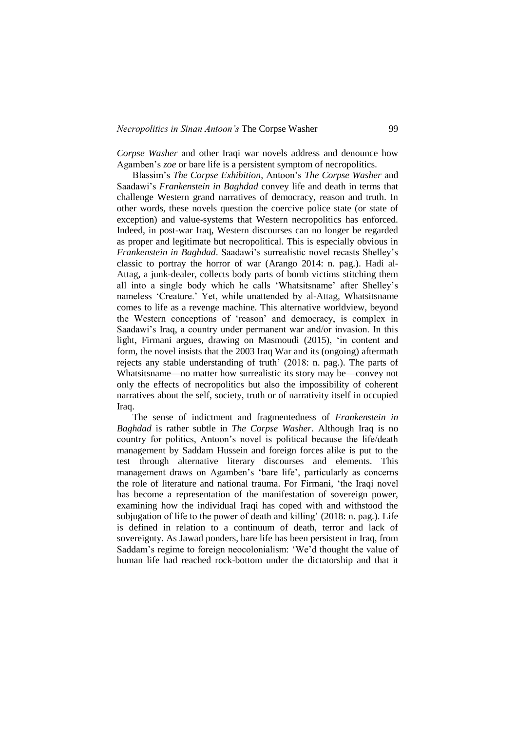*Corpse Washer* and other Iraqi war novels address and denounce how Agamben's *zoe* or bare life is a persistent symptom of necropolitics.

Blassim's *The Corpse Exhibition*, Antoon's *The Corpse Washer* and Saadawi's *Frankenstein in Baghdad* convey life and death in terms that challenge Western grand narratives of democracy, reason and truth. In other words, these novels question the coercive police state (or state of exception) and value-systems that Western necropolitics has enforced. Indeed, in post-war Iraq, Western discourses can no longer be regarded as proper and legitimate but necropolitical. This is especially obvious in *Frankenstein in Baghdad*. Saadawi's surrealistic novel recasts Shelley's classic to portray the horror of war (Arango 2014: n. pag.). Hadi al-Attag, a junk-dealer, collects body parts of bomb victims stitching them all into a single body which he calls 'Whatsitsname' after Shelley's nameless 'Creature.' Yet, while unattended by al-Attag, Whatsitsname comes to life as a revenge machine. This alternative worldview, beyond the Western conceptions of 'reason' and democracy, is complex in Saadawi's Iraq, a country under permanent war and/or invasion. In this light, Firmani argues, drawing on Masmoudi (2015), 'in content and form, the novel insists that the 2003 Iraq War and its (ongoing) aftermath rejects any stable understanding of truth' (2018: n. pag.). The parts of Whatsitsname—no matter how surrealistic its story may be—convey not only the effects of necropolitics but also the impossibility of coherent narratives about the self, society, truth or of narrativity itself in occupied Iraq.

The sense of indictment and fragmentedness of *Frankenstein in Baghdad* is rather subtle in *The Corpse Washer*. Although Iraq is no country for politics, Antoon's novel is political because the life/death management by Saddam Hussein and foreign forces alike is put to the test through alternative literary discourses and elements. This management draws on Agamben's 'bare life', particularly as concerns the role of literature and national trauma. For Firmani, 'the Iraqi novel has become a representation of the manifestation of sovereign power, examining how the individual Iraqi has coped with and withstood the subjugation of life to the power of death and killing' (2018: n. pag.). Life is defined in relation to a continuum of death, terror and lack of sovereignty. As Jawad ponders, bare life has been persistent in Iraq, from Saddam's regime to foreign neocolonialism: 'We'd thought the value of human life had reached rock-bottom under the dictatorship and that it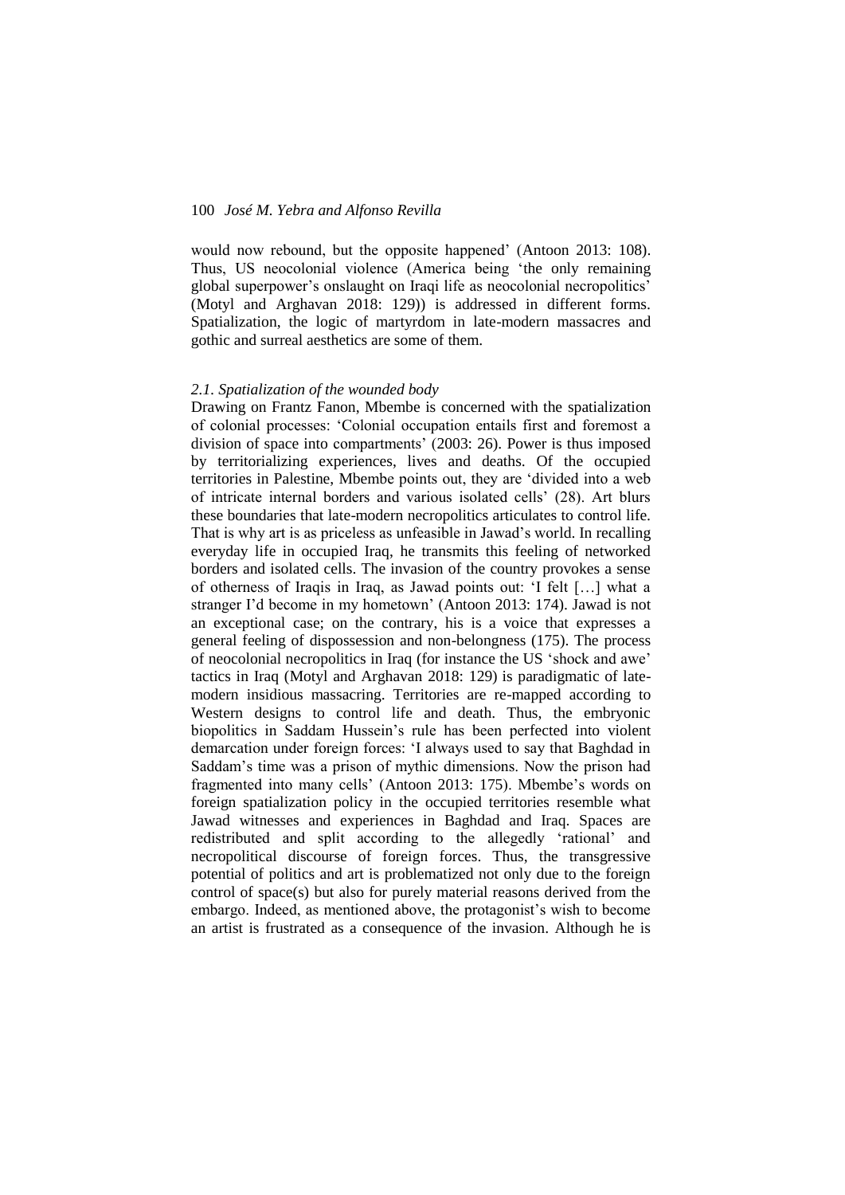would now rebound, but the opposite happened' (Antoon 2013: 108). Thus, US neocolonial violence (America being 'the only remaining global superpower's onslaught on Iraqi life as neocolonial necropolitics' (Motyl and Arghavan 2018: 129)) is addressed in different forms. Spatialization, the logic of martyrdom in late-modern massacres and gothic and surreal aesthetics are some of them.

### *2.1. Spatialization of the wounded body*

Drawing on Frantz Fanon, Mbembe is concerned with the spatialization of colonial processes: 'Colonial occupation entails first and foremost a division of space into compartments' (2003: 26). Power is thus imposed by territorializing experiences, lives and deaths. Of the occupied territories in Palestine, Mbembe points out, they are 'divided into a web of intricate internal borders and various isolated cells' (28). Art blurs these boundaries that late-modern necropolitics articulates to control life. That is why art is as priceless as unfeasible in Jawad's world. In recalling everyday life in occupied Iraq, he transmits this feeling of networked borders and isolated cells. The invasion of the country provokes a sense of otherness of Iraqis in Iraq, as Jawad points out: 'I felt […] what a stranger I'd become in my hometown' (Antoon 2013: 174). Jawad is not an exceptional case; on the contrary, his is a voice that expresses a general feeling of dispossession and non-belongness (175). The process of neocolonial necropolitics in Iraq (for instance the US 'shock and awe' tactics in Iraq (Motyl and Arghavan 2018: 129) is paradigmatic of late-modern insidious massacring. Territories are re-mapped according to Western designs to control life and death. Thus, the embryonic biopolitics in Saddam Hussein's rule has been perfected into violent demarcation under foreign forces: 'I always used to say that Baghdad in Saddam's time was a prison of mythic dimensions. Now the prison had fragmented into many cells' (Antoon 2013: 175). Mbembe's words on foreign spatialization policy in the occupied territories resemble what Jawad witnesses and experiences in Baghdad and Iraq. Spaces are redistributed and split according to the allegedly 'rational' and necropolitical discourse of foreign forces. Thus, the transgressive potential of politics and art is problematized not only due to the foreign control of space(s) but also for purely material reasons derived from the embargo. Indeed, as mentioned above, the protagonist's wish to become an artist is frustrated as a consequence of the invasion. Although he is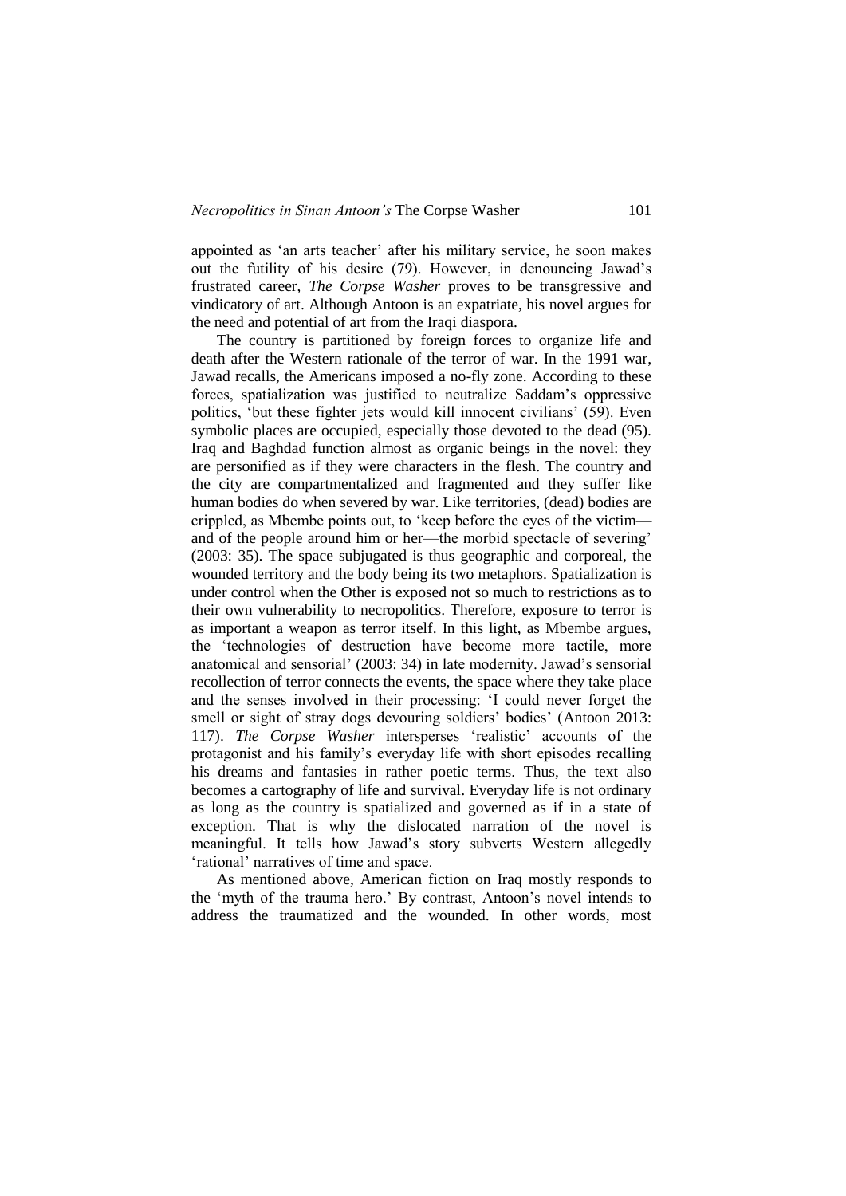appointed as 'an arts teacher' after his military service, he soon makes out the futility of his desire (79). However, in denouncing Jawad's frustrated career, *The Corpse Washer* proves to be transgressive and vindicatory of art. Although Antoon is an expatriate, his novel argues for the need and potential of art from the Iraqi diaspora.

The country is partitioned by foreign forces to organize life and death after the Western rationale of the terror of war. In the 1991 war, Jawad recalls, the Americans imposed a no-fly zone. According to these forces, spatialization was justified to neutralize Saddam's oppressive politics, 'but these fighter jets would kill innocent civilians' (59). Even symbolic places are occupied, especially those devoted to the dead (95). Iraq and Baghdad function almost as organic beings in the novel: they are personified as if they were characters in the flesh. The country and the city are compartmentalized and fragmented and they suffer like human bodies do when severed by war. Like territories, (dead) bodies are crippled, as Mbembe points out, to 'keep before the eyes of the victim—and of the people around him or her—the morbid spectacle of severing' (2003: 35). The space subjugated is thus geographic and corporeal, the wounded territory and the body being its two metaphors. Spatialization is under control when the Other is exposed not so much to restrictions as to their own vulnerability to necropolitics. Therefore, exposure to terror is as important a weapon as terror itself. In this light, as Mbembe argues, the 'technologies of destruction have become more tactile, more anatomical and sensorial' (2003: 34) in late modernity. Jawad's sensorial recollection of terror connects the events, the space where they take place and the senses involved in their processing: 'I could never forget the smell or sight of stray dogs devouring soldiers' bodies' (Antoon 2013: 117). *The Corpse Washer* intersperses 'realistic' accounts of the protagonist and his family's everyday life with short episodes recalling his dreams and fantasies in rather poetic terms. Thus, the text also becomes a cartography of life and survival. Everyday life is not ordinary as long as the country is spatialized and governed as if in a state of exception. That is why the dislocated narration of the novel is meaningful. It tells how Jawad's story subverts Western allegedly 'rational' narratives of time and space.

As mentioned above, American fiction on Iraq mostly responds to the 'myth of the trauma hero.' By contrast, Antoon's novel intends to address the traumatized and the wounded. In other words, most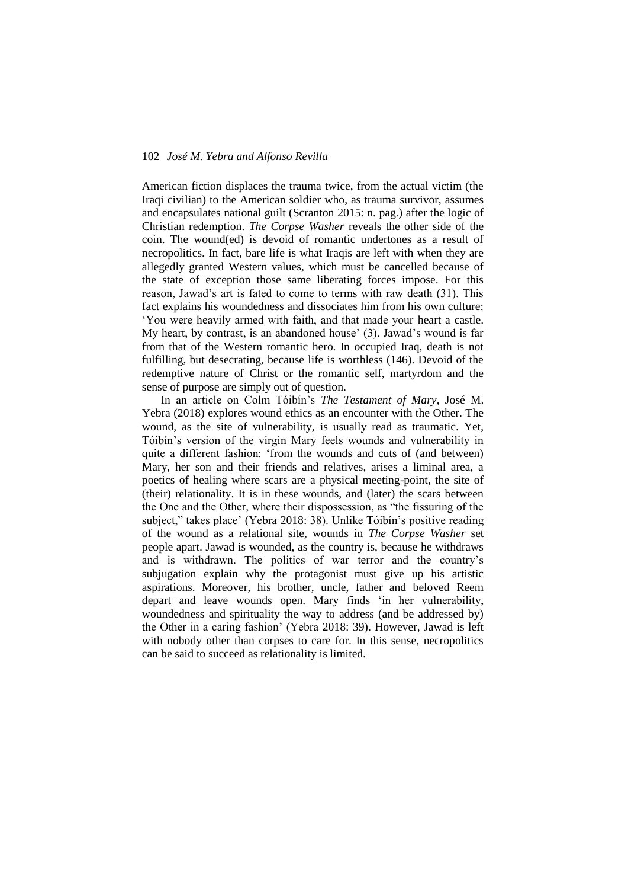American fiction displaces the trauma twice, from the actual victim (the Iraqi civilian) to the American soldier who, as trauma survivor, assumes and encapsulates national guilt (Scranton 2015: n. pag.) after the logic of Christian redemption. *The Corpse Washer* reveals the other side of the coin. The wound(ed) is devoid of romantic undertones as a result of necropolitics. In fact, bare life is what Iraqis are left with when they are allegedly granted Western values, which must be cancelled because of the state of exception those same liberating forces impose. For this reason, Jawad's art is fated to come to terms with raw death (31). This fact explains his woundedness and dissociates him from his own culture: 'You were heavily armed with faith, and that made your heart a castle. My heart, by contrast, is an abandoned house' (3). Jawad's wound is far from that of the Western romantic hero. In occupied Iraq, death is not fulfilling, but desecrating, because life is worthless (146). Devoid of the redemptive nature of Christ or the romantic self, martyrdom and the sense of purpose are simply out of question.

In an article on Colm Tóibín's *The Testament of Mary*, José M. Yebra (2018) explores wound ethics as an encounter with the Other. The wound, as the site of vulnerability, is usually read as traumatic. Yet, Tóibín's version of the virgin Mary feels wounds and vulnerability in quite a different fashion: 'from the wounds and cuts of (and between) Mary, her son and their friends and relatives, arises a liminal area, a poetics of healing where scars are a physical meeting-point, the site of (their) relationality. It is in these wounds, and (later) the scars between the One and the Other, where their dispossession, as "the fissuring of the subject," takes place' (Yebra 2018: 38). Unlike Tóibín's positive reading of the wound as a relational site, wounds in *The Corpse Washer* set people apart. Jawad is wounded, as the country is, because he withdraws and is withdrawn. The politics of war terror and the country's subjugation explain why the protagonist must give up his artistic aspirations. Moreover, his brother, uncle, father and beloved Reem depart and leave wounds open. Mary finds 'in her vulnerability, woundedness and spirituality the way to address (and be addressed by) the Other in a caring fashion' (Yebra 2018: 39). However, Jawad is left with nobody other than corpses to care for. In this sense, necropolitics can be said to succeed as relationality is limited.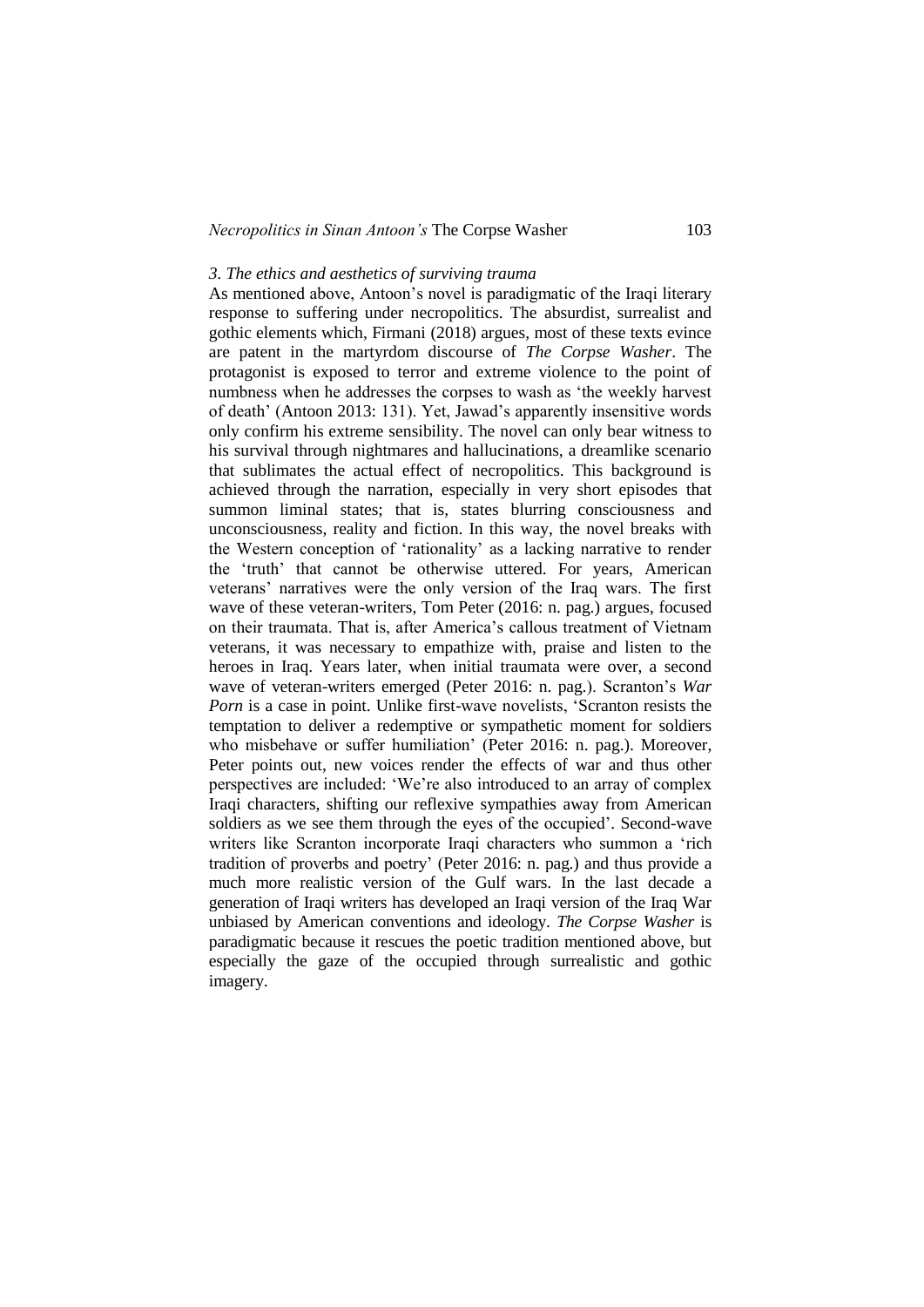*3. The ethics and aesthetics of surviving trauma*

As mentioned above, Antoon's novel is paradigmatic of the Iraqi literary response to suffering under necropolitics. The absurdist, surrealist and gothic elements which, Firmani (2018) argues, most of these texts evince are patent in the martyrdom discourse of *The Corpse Washer*. The protagonist is exposed to terror and extreme violence to the point of numbness when he addresses the corpses to wash as 'the weekly harvest of death' (Antoon 2013: 131). Yet, Jawad's apparently insensitive words only confirm his extreme sensibility. The novel can only bear witness to his survival through nightmares and hallucinations, a dreamlike scenario that sublimates the actual effect of necropolitics. This background is achieved through the narration, especially in very short episodes that summon liminal states; that is, states blurring consciousness and unconsciousness, reality and fiction. In this way, the novel breaks with the Western conception of 'rationality' as a lacking narrative to render the 'truth' that cannot be otherwise uttered. For years, American veterans' narratives were the only version of the Iraq wars. The first wave of these veteran-writers, Tom Peter (2016: n. pag.) argues, focused on their traumata. That is, after America's callous treatment of Vietnam veterans, it was necessary to empathize with, praise and listen to the heroes in Iraq. Years later, when initial traumata were over, a second wave of veteran-writers emerged (Peter 2016: n. pag.). Scranton's *War Porn* is a case in point. Unlike first-wave novelists, 'Scranton resists the temptation to deliver a redemptive or sympathetic moment for soldiers who misbehave or suffer humiliation' (Peter 2016: n. pag.). Moreover, Peter points out, new voices render the effects of war and thus other perspectives are included: 'We're also introduced to an array of complex Iraqi characters, shifting our reflexive sympathies away from American soldiers as we see them through the eyes of the occupied'. Second-wave writers like Scranton incorporate Iraqi characters who summon a 'rich tradition of proverbs and poetry' (Peter 2016: n. pag.) and thus provide a much more realistic version of the Gulf wars. In the last decade a generation of Iraqi writers has developed an Iraqi version of the Iraq War unbiased by American conventions and ideology. *The Corpse Washer* is paradigmatic because it rescues the poetic tradition mentioned above, but especially the gaze of the occupied through surrealistic and gothic imagery.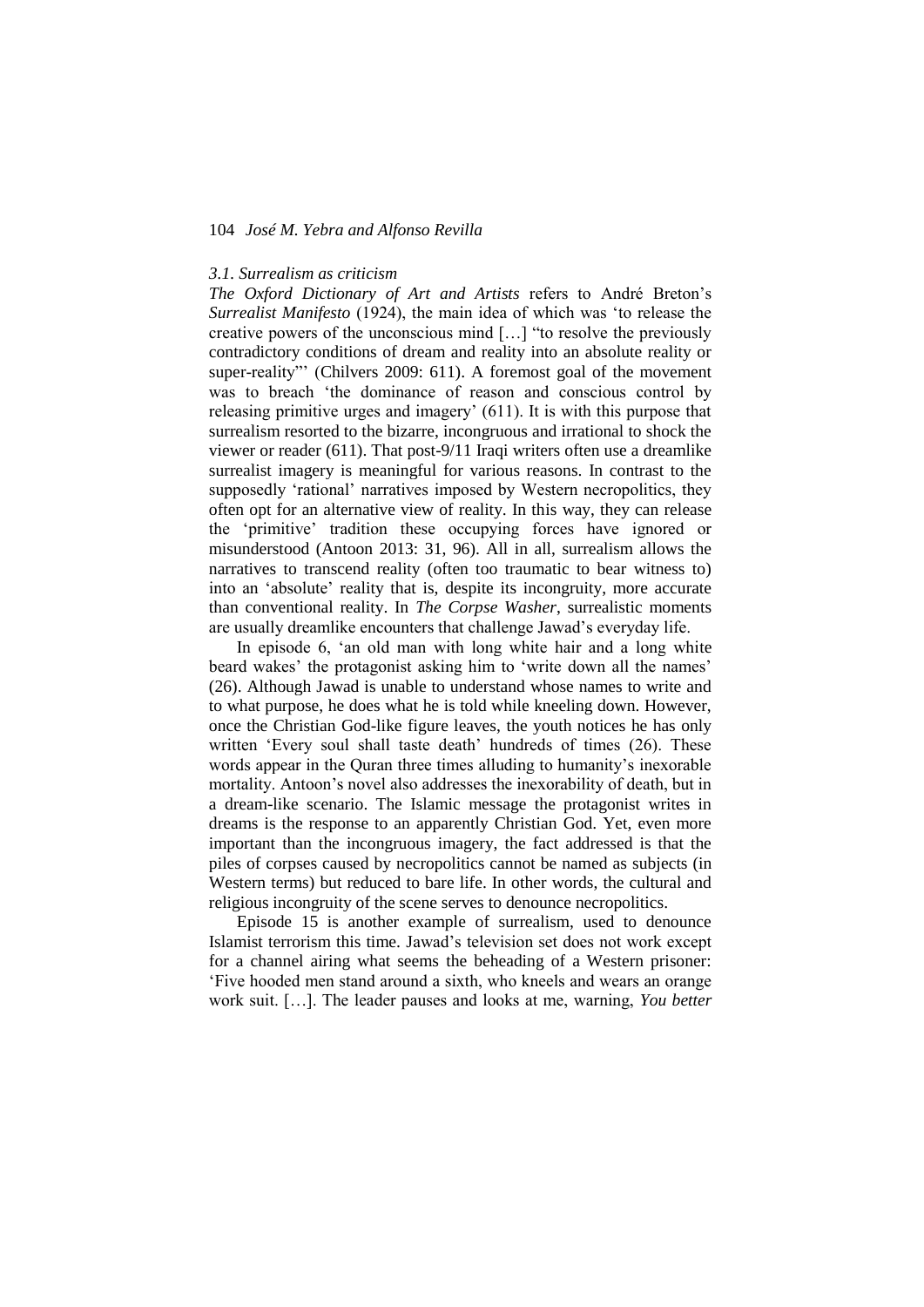### *3.1. Surrealism as criticism*

*The Oxford Dictionary of Art and Artists* refers to André Breton's *Surrealist Manifesto* (1924), the main idea of which was 'to release the creative powers of the unconscious mind […] "to resolve the previously contradictory conditions of dream and reality into an absolute reality or super-reality"' (Chilvers 2009: 611). A foremost goal of the movement was to breach 'the dominance of reason and conscious control by releasing primitive urges and imagery' (611). It is with this purpose that surrealism resorted to the bizarre, incongruous and irrational to shock the viewer or reader (611). That post-9/11 Iraqi writers often use a dreamlike surrealist imagery is meaningful for various reasons. In contrast to the supposedly 'rational' narratives imposed by Western necropolitics, they often opt for an alternative view of reality. In this way, they can release the 'primitive' tradition these occupying forces have ignored or misunderstood (Antoon 2013: 31, 96). All in all, surrealism allows the narratives to transcend reality (often too traumatic to bear witness to) into an 'absolute' reality that is, despite its incongruity, more accurate than conventional reality. In *The Corpse Washer*, surrealistic moments are usually dreamlike encounters that challenge Jawad's everyday life.

In episode 6, 'an old man with long white hair and a long white beard wakes' the protagonist asking him to 'write down all the names' (26). Although Jawad is unable to understand whose names to write and to what purpose, he does what he is told while kneeling down. However, once the Christian God-like figure leaves, the youth notices he has only written 'Every soul shall taste death' hundreds of times (26). These words appear in the Quran three times alluding to humanity's inexorable mortality. Antoon's novel also addresses the inexorability of death, but in a dream-like scenario. The Islamic message the protagonist writes in dreams is the response to an apparently Christian God. Yet, even more important than the incongruous imagery, the fact addressed is that the piles of corpses caused by necropolitics cannot be named as subjects (in Western terms) but reduced to bare life. In other words, the cultural and religious incongruity of the scene serves to denounce necropolitics.

Episode 15 is another example of surrealism, used to denounce Islamist terrorism this time. Jawad's television set does not work except for a channel airing what seems the beheading of a Western prisoner: 'Five hooded men stand around a sixth, who kneels and wears an orange work suit. […]. The leader pauses and looks at me, warning, *You better*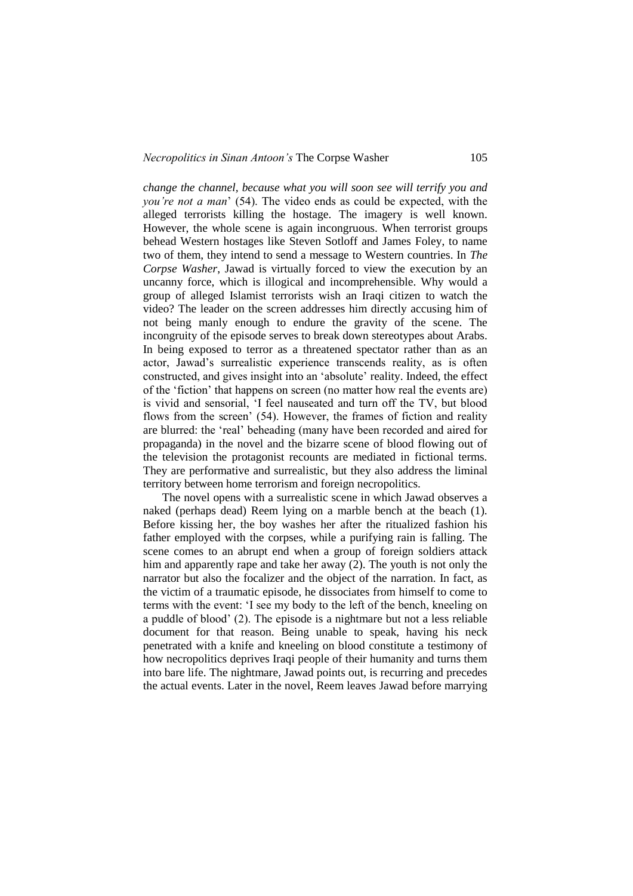*change the channel, because what you will soon see will terrify you and you're not a man*' (54). The video ends as could be expected, with the alleged terrorists killing the hostage. The imagery is well known. However, the whole scene is again incongruous. When terrorist groups behead Western hostages like Steven Sotloff and James Foley, to name two of them, they intend to send a message to Western countries. In *The Corpse Washer*, Jawad is virtually forced to view the execution by an uncanny force, which is illogical and incomprehensible. Why would a group of alleged Islamist terrorists wish an Iraqi citizen to watch the video? The leader on the screen addresses him directly accusing him of not being manly enough to endure the gravity of the scene. The incongruity of the episode serves to break down stereotypes about Arabs. In being exposed to terror as a threatened spectator rather than as an actor, Jawad's surrealistic experience transcends reality, as is often constructed, and gives insight into an 'absolute' reality. Indeed, the effect of the 'fiction' that happens on screen (no matter how real the events are) is vivid and sensorial, 'I feel nauseated and turn off the TV, but blood flows from the screen' (54). However, the frames of fiction and reality are blurred: the 'real' beheading (many have been recorded and aired for propaganda) in the novel and the bizarre scene of blood flowing out of the television the protagonist recounts are mediated in fictional terms. They are performative and surrealistic, but they also address the liminal territory between home terrorism and foreign necropolitics.

The novel opens with a surrealistic scene in which Jawad observes a naked (perhaps dead) Reem lying on a marble bench at the beach (1). Before kissing her, the boy washes her after the ritualized fashion his father employed with the corpses, while a purifying rain is falling. The scene comes to an abrupt end when a group of foreign soldiers attack him and apparently rape and take her away (2). The youth is not only the narrator but also the focalizer and the object of the narration. In fact, as the victim of a traumatic episode, he dissociates from himself to come to terms with the event: 'I see my body to the left of the bench, kneeling on a puddle of blood' (2). The episode is a nightmare but not a less reliable document for that reason. Being unable to speak, having his neck penetrated with a knife and kneeling on blood constitute a testimony of how necropolitics deprives Iraqi people of their humanity and turns them into bare life. The nightmare, Jawad points out, is recurring and precedes the actual events. Later in the novel, Reem leaves Jawad before marrying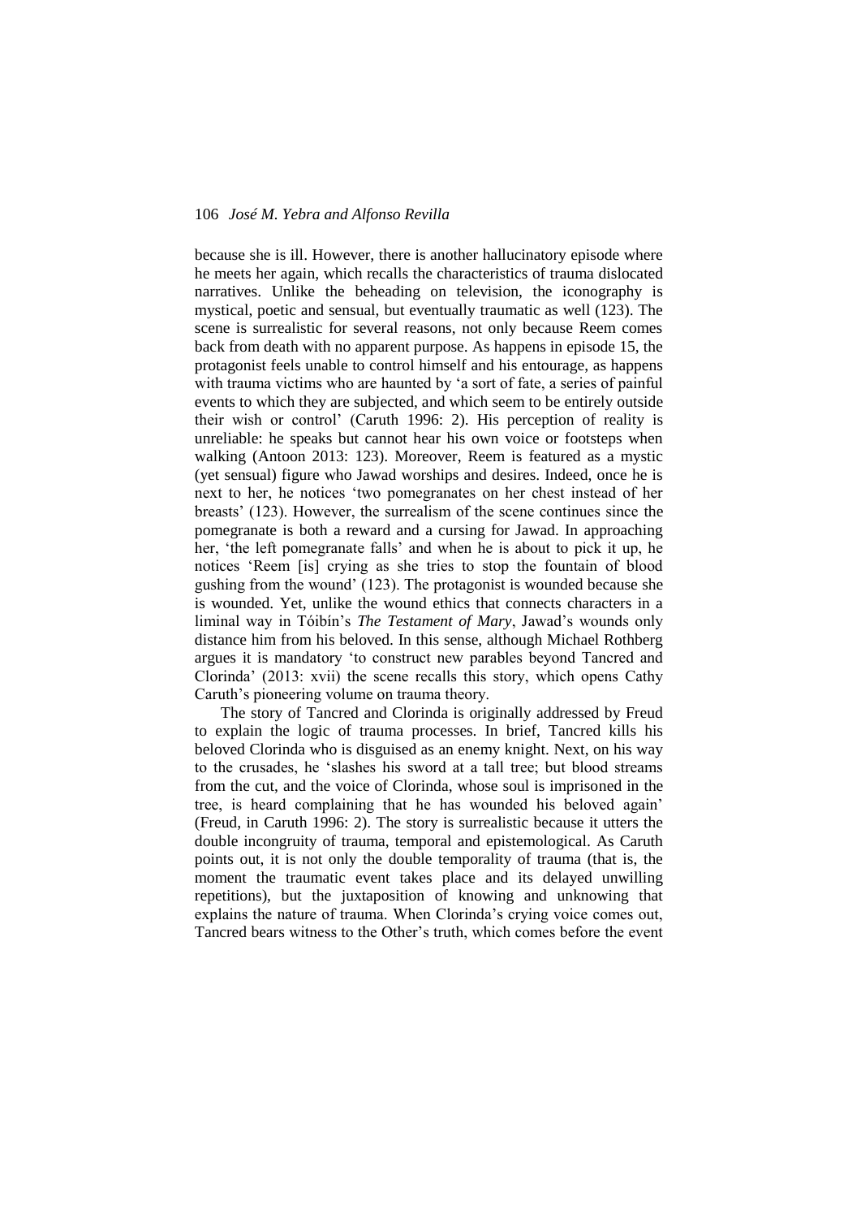because she is ill. However, there is another hallucinatory episode where he meets her again, which recalls the characteristics of trauma dislocated narratives. Unlike the beheading on television, the iconography is mystical, poetic and sensual, but eventually traumatic as well (123). The scene is surrealistic for several reasons, not only because Reem comes back from death with no apparent purpose. As happens in episode 15, the protagonist feels unable to control himself and his entourage, as happens with trauma victims who are haunted by 'a sort of fate, a series of painful events to which they are subjected, and which seem to be entirely outside their wish or control' (Caruth 1996: 2). His perception of reality is unreliable: he speaks but cannot hear his own voice or footsteps when walking (Antoon 2013: 123). Moreover, Reem is featured as a mystic (yet sensual) figure who Jawad worships and desires. Indeed, once he is next to her, he notices 'two pomegranates on her chest instead of her breasts' (123). However, the surrealism of the scene continues since the pomegranate is both a reward and a cursing for Jawad. In approaching her, 'the left pomegranate falls' and when he is about to pick it up, he notices 'Reem [is] crying as she tries to stop the fountain of blood gushing from the wound' (123). The protagonist is wounded because she is wounded. Yet, unlike the wound ethics that connects characters in a liminal way in Tóibín's *The Testament of Mary*, Jawad's wounds only distance him from his beloved. In this sense, although Michael Rothberg argues it is mandatory 'to construct new parables beyond Tancred and Clorinda' (2013: xvii) the scene recalls this story, which opens Cathy Caruth's pioneering volume on trauma theory.

The story of Tancred and Clorinda is originally addressed by Freud to explain the logic of trauma processes. In brief, Tancred kills his beloved Clorinda who is disguised as an enemy knight. Next, on his way to the crusades, he 'slashes his sword at a tall tree; but blood streams from the cut, and the voice of Clorinda, whose soul is imprisoned in the tree, is heard complaining that he has wounded his beloved again' (Freud, in Caruth 1996: 2). The story is surrealistic because it utters the double incongruity of trauma, temporal and epistemological. As Caruth points out, it is not only the double temporality of trauma (that is, the moment the traumatic event takes place and its delayed unwilling repetitions), but the juxtaposition of knowing and unknowing that explains the nature of trauma. When Clorinda's crying voice comes out, Tancred bears witness to the Other's truth, which comes before the event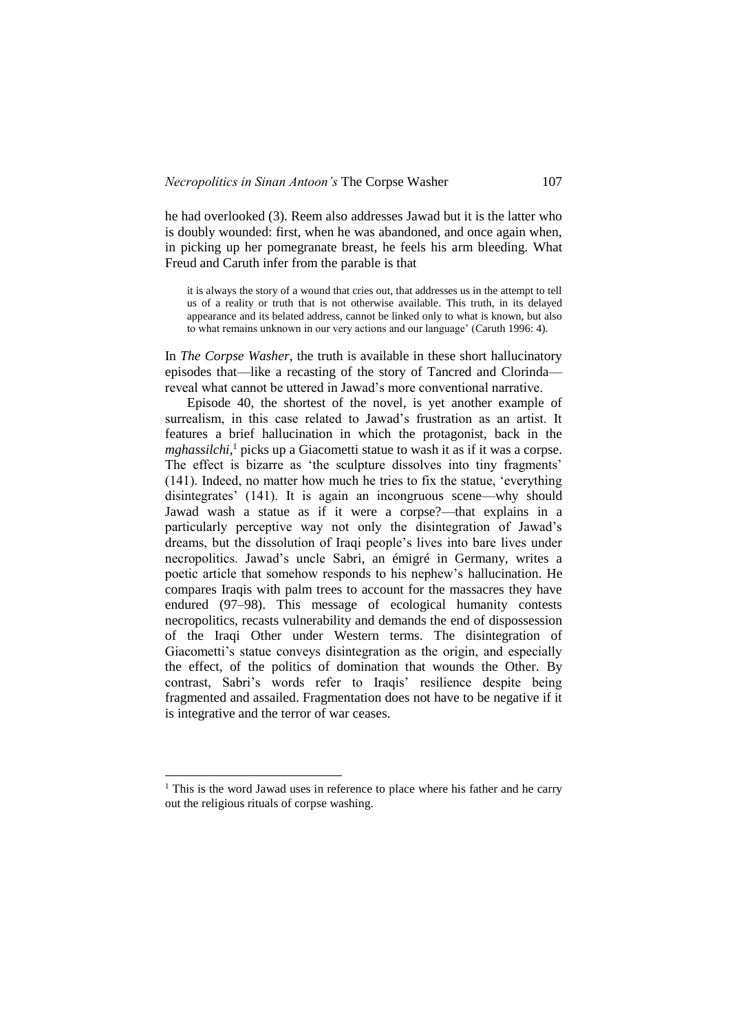he had overlooked (3). Reem also addresses Jawad but it is the latter who is doubly wounded: first, when he was abandoned, and once again when, in picking up her pomegranate breast, he feels his arm bleeding. What Freud and Caruth infer from the parable is that

> it is always the story of a wound that cries out, that addresses us in the attempt to tell us of a reality or truth that is not otherwise available. This truth, in its delayed appearance and its belated address, cannot be linked only to what is known, but also to what remains unknown in our very actions and our language' (Caruth 1996: 4).

In *The Corpse Washer*, the truth is available in these short hallucinatory episodes that—like a recasting of the story of Tancred and Clorinda—reveal what cannot be uttered in Jawad's more conventional narrative.

Episode 40, the shortest of the novel, is yet another example of surrealism, in this case related to Jawad's frustration as an artist. It features a brief hallucination in which the protagonist, back in the *mghassilchi*,[1] picks up a Giacometti statue to wash it as if it was a corpse. The effect is bizarre as 'the sculpture dissolves into tiny fragments' (141). Indeed, no matter how much he tries to fix the statue, 'everything disintegrates' (141). It is again an incongruous scene—why should Jawad wash a statue as if it were a corpse?—that explains in a particularly perceptive way not only the disintegration of Jawad's dreams, but the dissolution of Iraqi people's lives into bare lives under necropolitics. Jawad's uncle Sabri, an émigré in Germany, writes a poetic article that somehow responds to his nephew's hallucination. He compares Iraqis with palm trees to account for the massacres they have endured (97–98). This message of ecological humanity contests necropolitics, recasts vulnerability and demands the end of dispossession of the Iraqi Other under Western terms. The disintegration of Giacometti's statue conveys disintegration as the origin, and especially the effect, of the politics of domination that wounds the Other. By contrast, Sabri's words refer to Iraqis' resilience despite being fragmented and assailed. Fragmentation does not have to be negative if it is integrative and the terror of war ceases.

[1] This is the word Jawad uses in reference to place where his father and he carry out the religious rituals of corpse washing.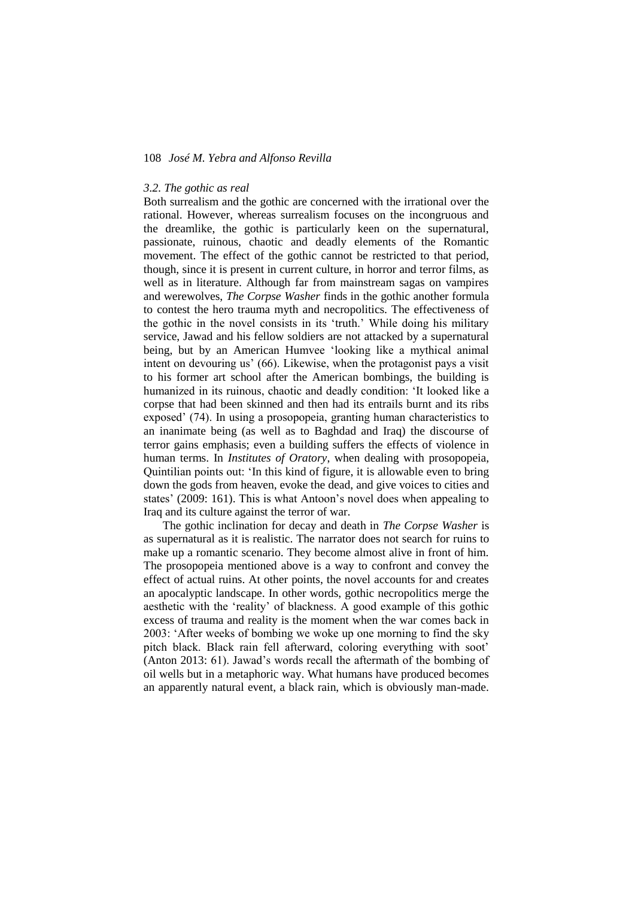### *3.2. The gothic as real*

Both surrealism and the gothic are concerned with the irrational over the rational. However, whereas surrealism focuses on the incongruous and the dreamlike, the gothic is particularly keen on the supernatural, passionate, ruinous, chaotic and deadly elements of the Romantic movement. The effect of the gothic cannot be restricted to that period, though, since it is present in current culture, in horror and terror films, as well as in literature. Although far from mainstream sagas on vampires and werewolves, *The Corpse Washer* finds in the gothic another formula to contest the hero trauma myth and necropolitics. The effectiveness of the gothic in the novel consists in its 'truth.' While doing his military service, Jawad and his fellow soldiers are not attacked by a supernatural being, but by an American Humvee 'looking like a mythical animal intent on devouring us' (66). Likewise, when the protagonist pays a visit to his former art school after the American bombings, the building is humanized in its ruinous, chaotic and deadly condition: 'It looked like a corpse that had been skinned and then had its entrails burnt and its ribs exposed' (74). In using a prosopopeia, granting human characteristics to an inanimate being (as well as to Baghdad and Iraq) the discourse of terror gains emphasis; even a building suffers the effects of violence in human terms. In *Institutes of Oratory*, when dealing with prosopopeia, Quintilian points out: 'In this kind of figure, it is allowable even to bring down the gods from heaven, evoke the dead, and give voices to cities and states' (2009: 161). This is what Antoon's novel does when appealing to Iraq and its culture against the terror of war.

The gothic inclination for decay and death in *The Corpse Washer* is as supernatural as it is realistic. The narrator does not search for ruins to make up a romantic scenario. They become almost alive in front of him. The prosopopeia mentioned above is a way to confront and convey the effect of actual ruins. At other points, the novel accounts for and creates an apocalyptic landscape. In other words, gothic necropolitics merge the aesthetic with the 'reality' of blackness. A good example of this gothic excess of trauma and reality is the moment when the war comes back in 2003: 'After weeks of bombing we woke up one morning to find the sky pitch black. Black rain fell afterward, coloring everything with soot' (Anton 2013: 61). Jawad's words recall the aftermath of the bombing of oil wells but in a metaphoric way. What humans have produced becomes an apparently natural event, a black rain, which is obviously man-made.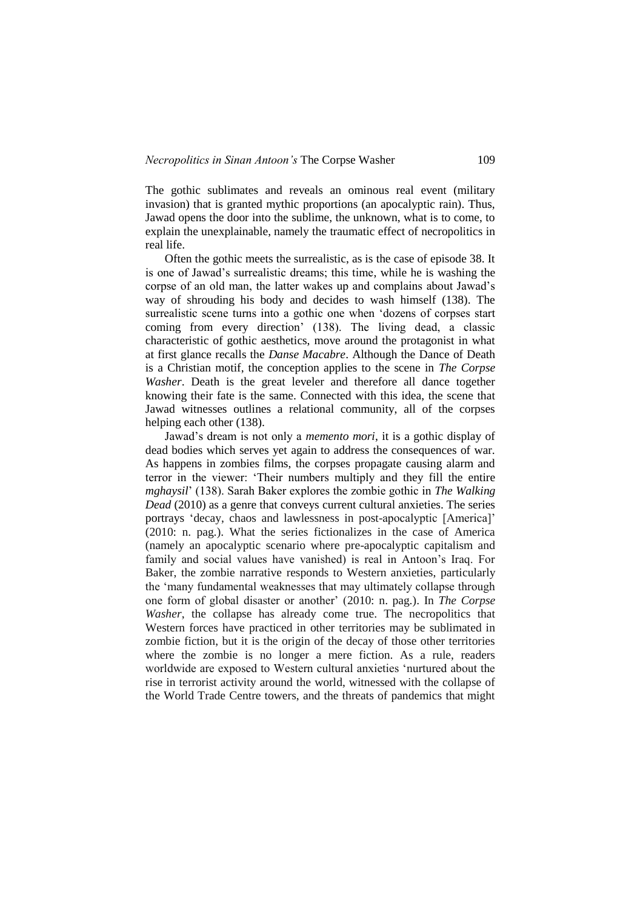The gothic sublimates and reveals an ominous real event (military invasion) that is granted mythic proportions (an apocalyptic rain). Thus, Jawad opens the door into the sublime, the unknown, what is to come, to explain the unexplainable, namely the traumatic effect of necropolitics in real life.

Often the gothic meets the surrealistic, as is the case of episode 38. It is one of Jawad's surrealistic dreams; this time, while he is washing the corpse of an old man, the latter wakes up and complains about Jawad's way of shrouding his body and decides to wash himself (138). The surrealistic scene turns into a gothic one when 'dozens of corpses start coming from every direction' (138). The living dead, a classic characteristic of gothic aesthetics, move around the protagonist in what at first glance recalls the *Danse Macabre*. Although the Dance of Death is a Christian motif, the conception applies to the scene in *The Corpse Washer*. Death is the great leveler and therefore all dance together knowing their fate is the same. Connected with this idea, the scene that Jawad witnesses outlines a relational community, all of the corpses helping each other (138).

Jawad's dream is not only a *memento mori*, it is a gothic display of dead bodies which serves yet again to address the consequences of war. As happens in zombies films, the corpses propagate causing alarm and terror in the viewer: 'Their numbers multiply and they fill the entire *mghaysil*' (138). Sarah Baker explores the zombie gothic in *The Walking Dead* (2010) as a genre that conveys current cultural anxieties. The series portrays 'decay, chaos and lawlessness in post-apocalyptic [America]' (2010: n. pag.). What the series fictionalizes in the case of America (namely an apocalyptic scenario where pre-apocalyptic capitalism and family and social values have vanished) is real in Antoon's Iraq. For Baker, the zombie narrative responds to Western anxieties, particularly the 'many fundamental weaknesses that may ultimately collapse through one form of global disaster or another' (2010: n. pag.). In *The Corpse Washer*, the collapse has already come true. The necropolitics that Western forces have practiced in other territories may be sublimated in zombie fiction, but it is the origin of the decay of those other territories where the zombie is no longer a mere fiction. As a rule, readers worldwide are exposed to Western cultural anxieties 'nurtured about the rise in terrorist activity around the world, witnessed with the collapse of the World Trade Centre towers, and the threats of pandemics that might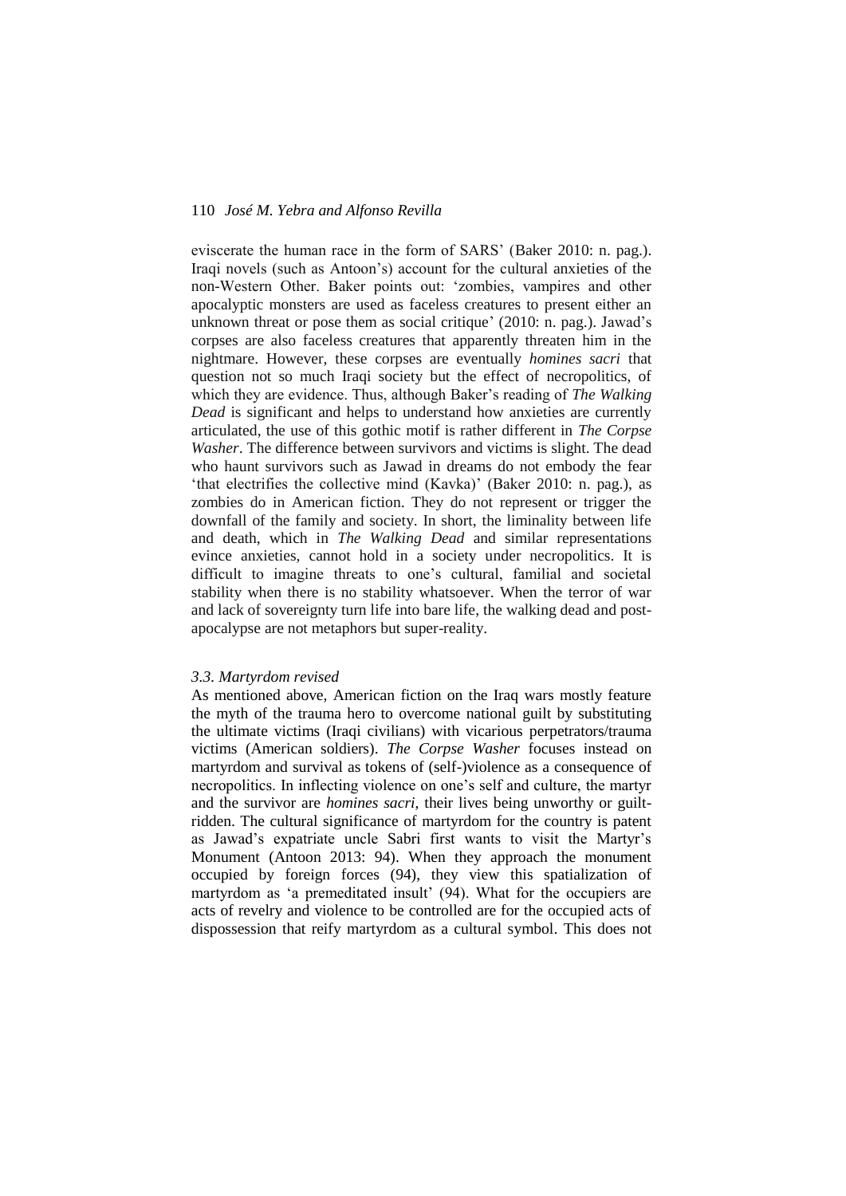eviscerate the human race in the form of SARS' (Baker 2010: n. pag.). Iraqi novels (such as Antoon's) account for the cultural anxieties of the non-Western Other. Baker points out: 'zombies, vampires and other apocalyptic monsters are used as faceless creatures to present either an unknown threat or pose them as social critique' (2010: n. pag.). Jawad's corpses are also faceless creatures that apparently threaten him in the nightmare. However, these corpses are eventually *homines sacri* that question not so much Iraqi society but the effect of necropolitics, of which they are evidence. Thus, although Baker's reading of *The Walking Dead* is significant and helps to understand how anxieties are currently articulated, the use of this gothic motif is rather different in *The Corpse Washer*. The difference between survivors and victims is slight. The dead who haunt survivors such as Jawad in dreams do not embody the fear 'that electrifies the collective mind (Kavka)' (Baker 2010: n. pag.), as zombies do in American fiction. They do not represent or trigger the downfall of the family and society. In short, the liminality between life and death, which in *The Walking Dead* and similar representations evince anxieties, cannot hold in a society under necropolitics. It is difficult to imagine threats to one's cultural, familial and societal stability when there is no stability whatsoever. When the terror of war and lack of sovereignty turn life into bare life, the walking dead and post-apocalypse are not metaphors but super-reality.

### *3.3. Martyrdom revised*

As mentioned above, American fiction on the Iraq wars mostly feature the myth of the trauma hero to overcome national guilt by substituting the ultimate victims (Iraqi civilians) with vicarious perpetrators/trauma victims (American soldiers). *The Corpse Washer* focuses instead on martyrdom and survival as tokens of (self-)violence as a consequence of necropolitics. In inflecting violence on one's self and culture, the martyr and the survivor are *homines sacri*, their lives being unworthy or guilt-ridden. The cultural significance of martyrdom for the country is patent as Jawad's expatriate uncle Sabri first wants to visit the Martyr's Monument (Antoon 2013: 94). When they approach the monument occupied by foreign forces (94), they view this spatialization of martyrdom as 'a premeditated insult' (94). What for the occupiers are acts of revelry and violence to be controlled are for the occupied acts of dispossession that reify martyrdom as a cultural symbol. This does not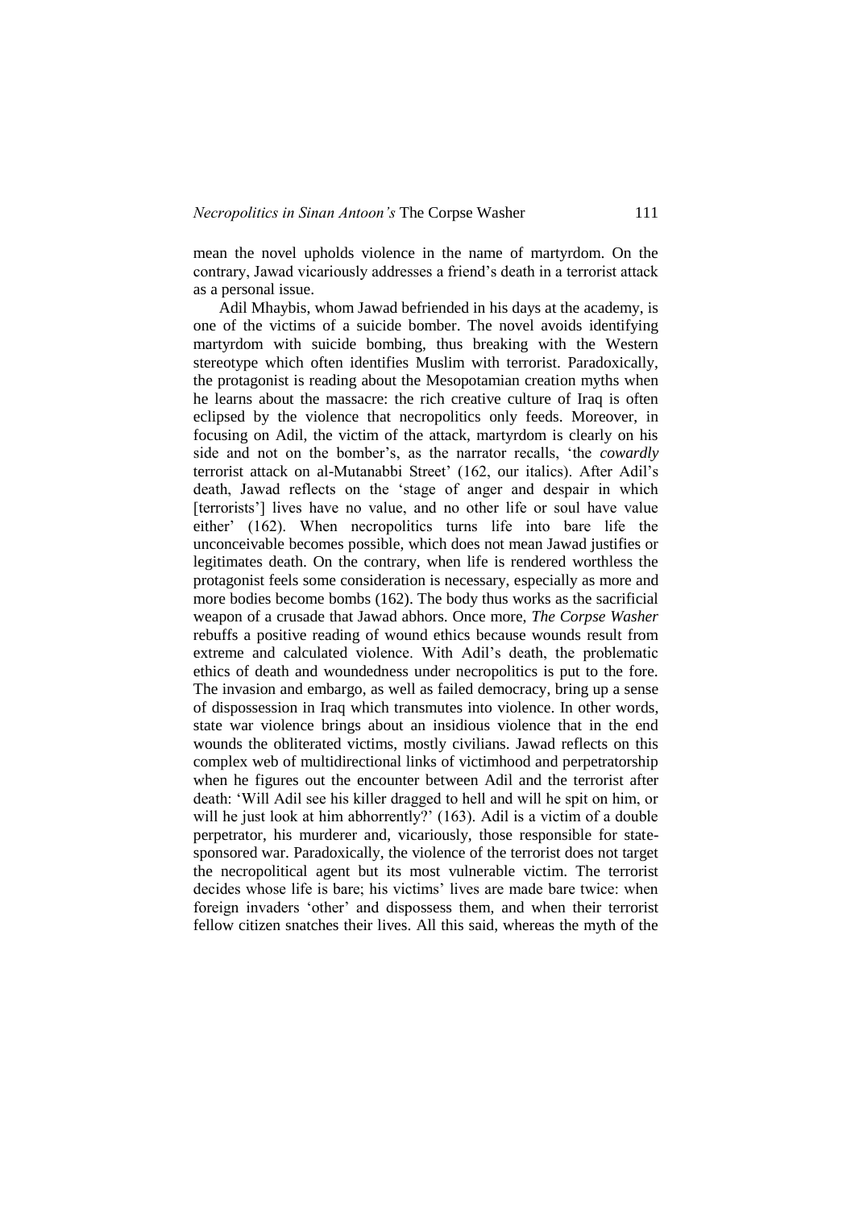mean the novel upholds violence in the name of martyrdom. On the contrary, Jawad vicariously addresses a friend's death in a terrorist attack as a personal issue.

Adil Mhaybis, whom Jawad befriended in his days at the academy, is one of the victims of a suicide bomber. The novel avoids identifying martyrdom with suicide bombing, thus breaking with the Western stereotype which often identifies Muslim with terrorist. Paradoxically, the protagonist is reading about the Mesopotamian creation myths when he learns about the massacre: the rich creative culture of Iraq is often eclipsed by the violence that necropolitics only feeds. Moreover, in focusing on Adil, the victim of the attack, martyrdom is clearly on his side and not on the bomber's, as the narrator recalls, 'the *cowardly* terrorist attack on al-Mutanabbi Street' (162, our italics). After Adil's death, Jawad reflects on the 'stage of anger and despair in which [terrorists'] lives have no value, and no other life or soul have value either' (162). When necropolitics turns life into bare life the unconceivable becomes possible, which does not mean Jawad justifies or legitimates death. On the contrary, when life is rendered worthless the protagonist feels some consideration is necessary, especially as more and more bodies become bombs (162). The body thus works as the sacrificial weapon of a crusade that Jawad abhors. Once more, *The Corpse Washer* rebuffs a positive reading of wound ethics because wounds result from extreme and calculated violence. With Adil's death, the problematic ethics of death and woundedness under necropolitics is put to the fore. The invasion and embargo, as well as failed democracy, bring up a sense of dispossession in Iraq which transmutes into violence. In other words, state war violence brings about an insidious violence that in the end wounds the obliterated victims, mostly civilians. Jawad reflects on this complex web of multidirectional links of victimhood and perpetratorship when he figures out the encounter between Adil and the terrorist after death: 'Will Adil see his killer dragged to hell and will he spit on him, or will he just look at him abhorrently?' (163). Adil is a victim of a double perpetrator, his murderer and, vicariously, those responsible for state-sponsored war. Paradoxically, the violence of the terrorist does not target the necropolitical agent but its most vulnerable victim. The terrorist decides whose life is bare; his victims' lives are made bare twice: when foreign invaders 'other' and dispossess them, and when their terrorist fellow citizen snatches their lives. All this said, whereas the myth of the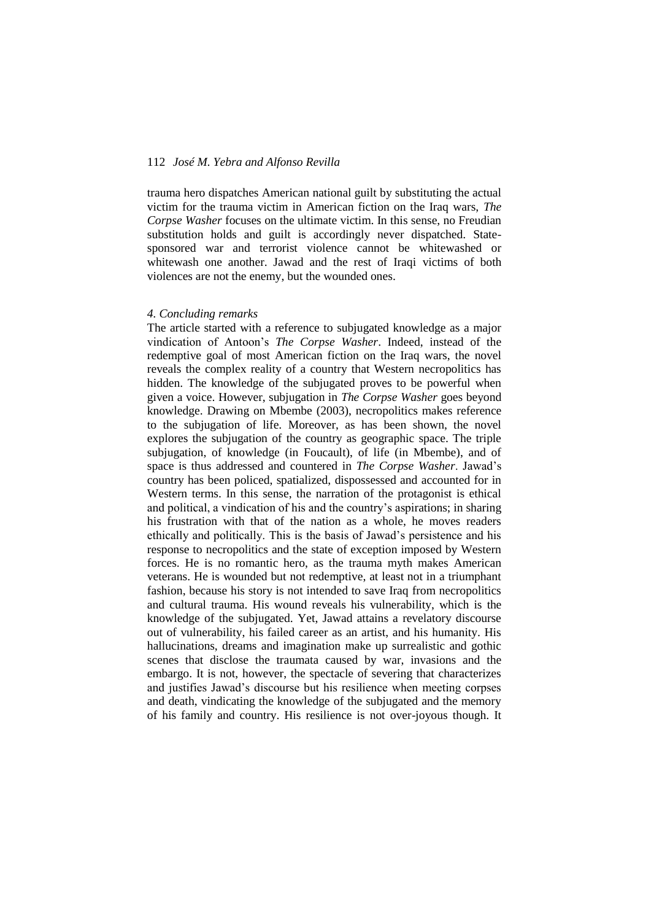trauma hero dispatches American national guilt by substituting the actual victim for the trauma victim in American fiction on the Iraq wars, *The Corpse Washer* focuses on the ultimate victim. In this sense, no Freudian substitution holds and guilt is accordingly never dispatched. State-sponsored war and terrorist violence cannot be whitewashed or whitewash one another. Jawad and the rest of Iraqi victims of both violences are not the enemy, but the wounded ones.

### *4. Concluding remarks*

The article started with a reference to subjugated knowledge as a major vindication of Antoon's *The Corpse Washer*. Indeed, instead of the redemptive goal of most American fiction on the Iraq wars, the novel reveals the complex reality of a country that Western necropolitics has hidden. The knowledge of the subjugated proves to be powerful when given a voice. However, subjugation in *The Corpse Washer* goes beyond knowledge. Drawing on Mbembe (2003), necropolitics makes reference to the subjugation of life. Moreover, as has been shown, the novel explores the subjugation of the country as geographic space. The triple subjugation, of knowledge (in Foucault), of life (in Mbembe), and of space is thus addressed and countered in *The Corpse Washer*. Jawad's country has been policed, spatialized, dispossessed and accounted for in Western terms. In this sense, the narration of the protagonist is ethical and political, a vindication of his and the country's aspirations; in sharing his frustration with that of the nation as a whole, he moves readers ethically and politically. This is the basis of Jawad's persistence and his response to necropolitics and the state of exception imposed by Western forces. He is no romantic hero, as the trauma myth makes American veterans. He is wounded but not redemptive, at least not in a triumphant fashion, because his story is not intended to save Iraq from necropolitics and cultural trauma. His wound reveals his vulnerability, which is the knowledge of the subjugated. Yet, Jawad attains a revelatory discourse out of vulnerability, his failed career as an artist, and his humanity. His hallucinations, dreams and imagination make up surrealistic and gothic scenes that disclose the traumata caused by war, invasions and the embargo. It is not, however, the spectacle of severing that characterizes and justifies Jawad's discourse but his resilience when meeting corpses and death, vindicating the knowledge of the subjugated and the memory of his family and country. His resilience is not over-joyous though. It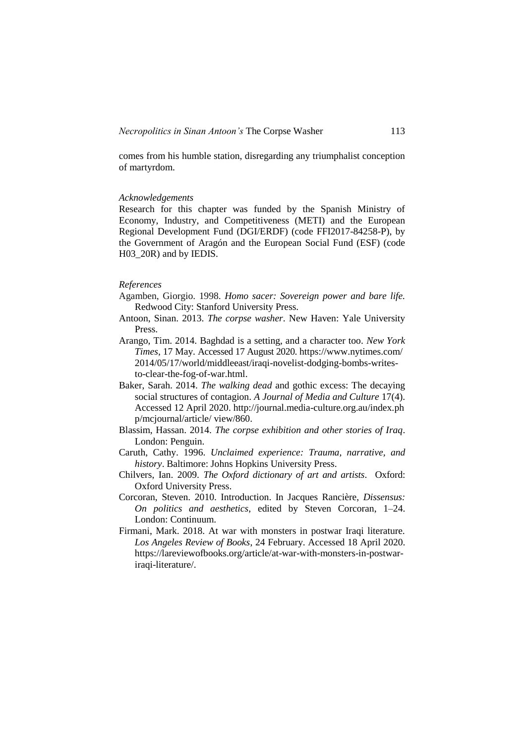comes from his humble station, disregarding any triumphalist conception of martyrdom.

*Acknowledgements*

Research for this chapter was funded by the Spanish Ministry of Economy, Industry, and Competitiveness (METI) and the European Regional Development Fund (DGI/ERDF) (code FFI2017-84258-P), by the Government of Aragón and the European Social Fund (ESF) (code H03_20R) and by IEDIS.

*References*

Agamben, Giorgio. 1998. *Homo sacer: Sovereign power and bare life.* Redwood City: Stanford University Press.

Antoon, Sinan. 2013. *The corpse washer*. New Haven: Yale University Press.

Arango, Tim. 2014. Baghdad is a setting, and a character too. *New York Times*, 17 May. Accessed 17 August 2020. https://www.nytimes.com/2014/05/17/world/middleeast/iraqi-novelist-dodging-bombs-writes-to-clear-the-fog-of-war.html.

Baker, Sarah. 2014. *The walking dead* and gothic excess: The decaying social structures of contagion. *A Journal of Media and Culture* 17(4). Accessed 12 April 2020. http://journal.media-culture.org.au/index.php/mcjournal/article/ view/860.

Blassim, Hassan. 2014. *The corpse exhibition and other stories of Iraq*. London: Penguin.

Caruth, Cathy. 1996. *Unclaimed experience: Trauma, narrative, and history*. Baltimore: Johns Hopkins University Press.

Chilvers, Ian. 2009. *The Oxford dictionary of art and artists*. Oxford: Oxford University Press.

Corcoran, Steven. 2010. Introduction. In Jacques Rancière, *Dissensus: On politics and aesthetics*, edited by Steven Corcoran, 1–24. London: Continuum.

Firmani, Mark. 2018. At war with monsters in postwar Iraqi literature. *Los Angeles Review of Books*, 24 February. Accessed 18 April 2020. https://lareviewofbooks.org/article/at-war-with-monsters-in-postwar-iraqi-literature/.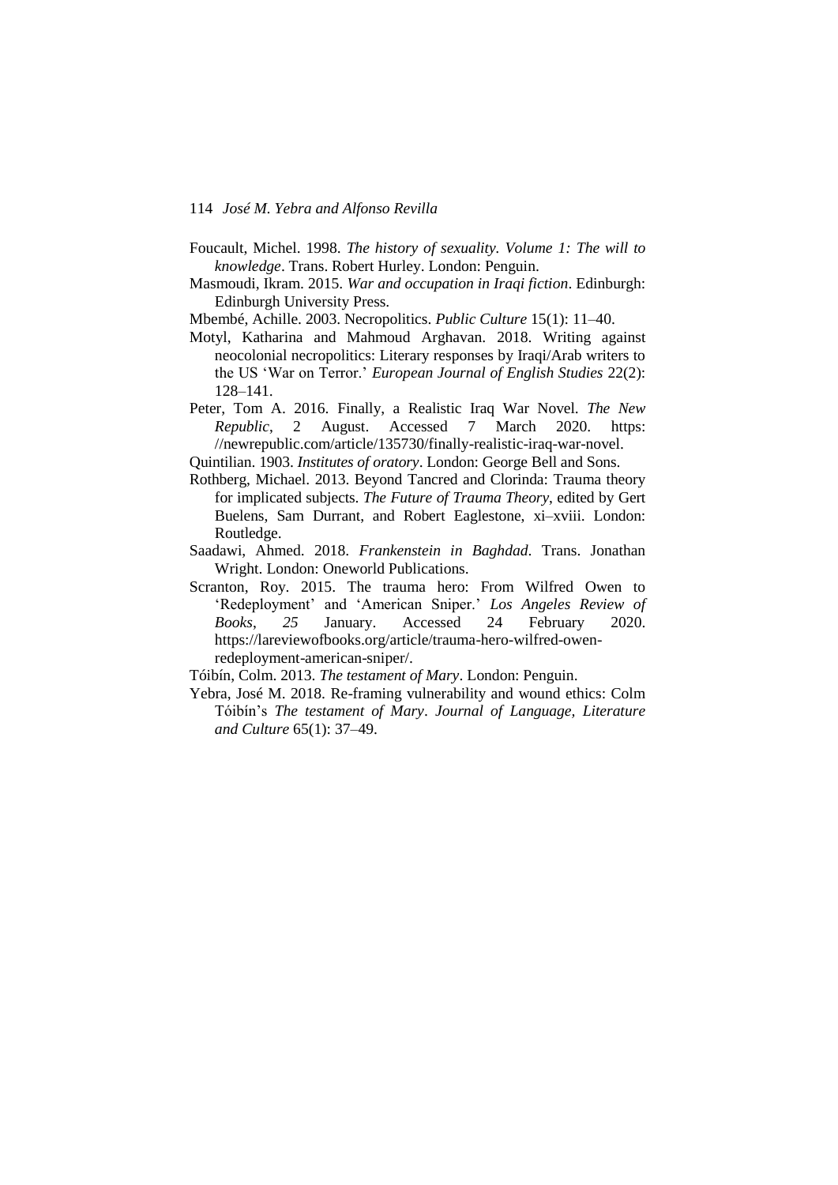Foucault, Michel. 1998. *The history of sexuality. Volume 1: The will to knowledge*. Trans. Robert Hurley. London: Penguin.

Masmoudi, Ikram. 2015. *War and occupation in Iraqi fiction*. Edinburgh: Edinburgh University Press.

Mbembé, Achille. 2003. Necropolitics. *Public Culture* 15(1): 11–40.

Motyl, Katharina and Mahmoud Arghavan. 2018. Writing against neocolonial necropolitics: Literary responses by Iraqi/Arab writers to the US 'War on Terror.' *European Journal of English Studies* 22(2): 128–141.

Peter, Tom A. 2016. Finally, a Realistic Iraq War Novel. *The New Republic*, 2 August. Accessed 7 March 2020. https: //newrepublic.com/article/135730/finally-realistic-iraq-war-novel.

Quintilian. 1903. *Institutes of oratory*. London: George Bell and Sons.

Rothberg, Michael. 2013. Beyond Tancred and Clorinda: Trauma theory for implicated subjects. *The Future of Trauma Theory*, edited by Gert Buelens, Sam Durrant, and Robert Eaglestone, xi–xviii. London: Routledge.

Saadawi, Ahmed. 2018. *Frankenstein in Baghdad*. Trans. Jonathan Wright. London: Oneworld Publications.

Scranton, Roy. 2015. The trauma hero: From Wilfred Owen to 'Redeployment' and 'American Sniper.' *Los Angeles Review of Books*, *25* January. Accessed 24 February 2020. https://lareviewofbooks.org/article/trauma-hero-wilfred-owen-redeployment-american-sniper/.

Tóibín, Colm. 2013. *The testament of Mary*. London: Penguin.

Yebra, José M. 2018. Re-framing vulnerability and wound ethics: Colm Tóibín's *The testament of Mary*. *Journal of Language, Literature and Culture* 65(1): 37–49.